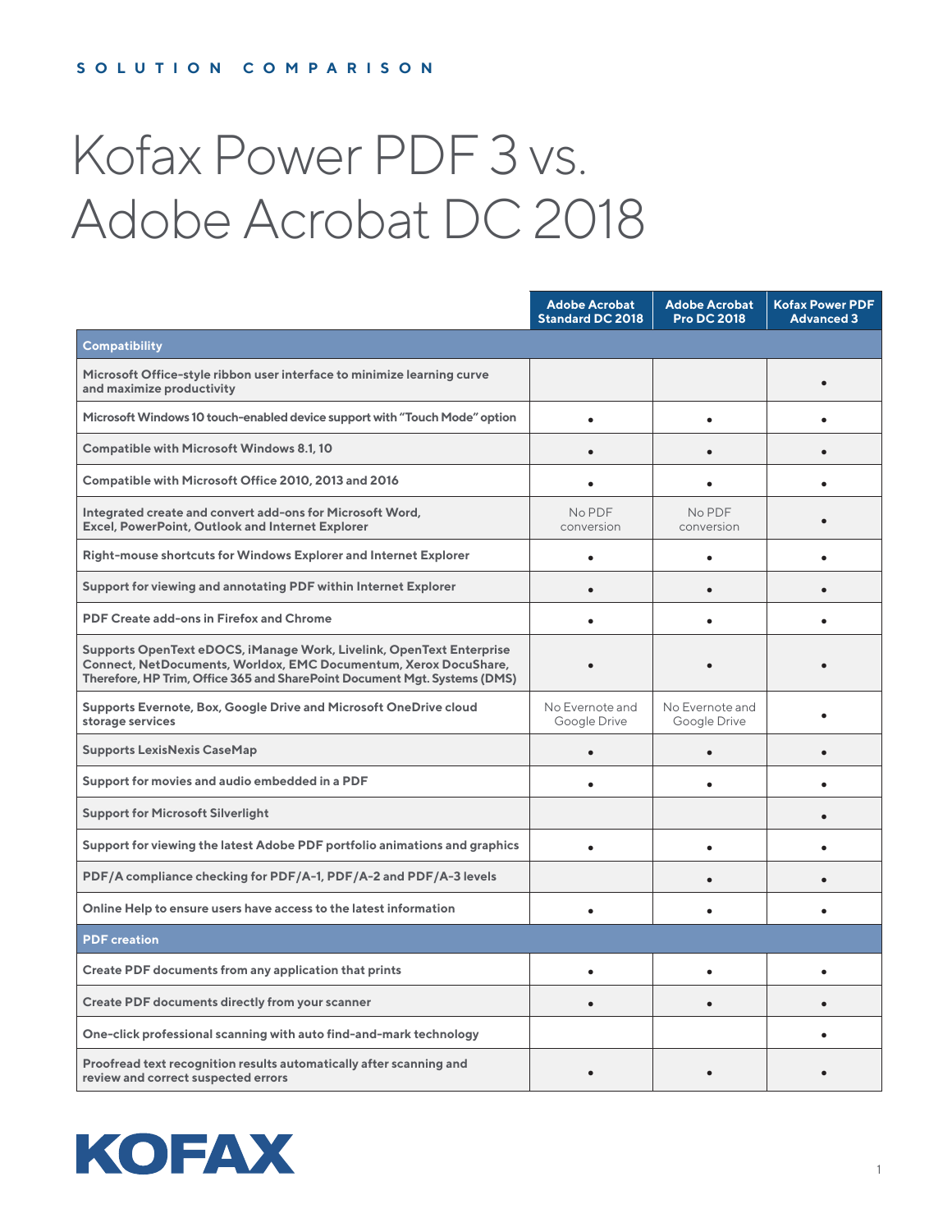SOLUTION COMPARISON

# Kofax Power PDF 3 vs. Adobe Acrobat DC 2018

| | Adobe Acrobat Standard DC 2018 | Adobe Acrobat Pro DC 2018 | Kofax Power PDF Advanced 3 |
|---|---|---|---|
| **Compatibility** | | | |
| Microsoft Office-style ribbon user interface to minimize learning curve and maximize productivity | | | • |
| Microsoft Windows 10 touch-enabled device support with "Touch Mode" option | • | • | • |
| Compatible with Microsoft Windows 8.1, 10 | • | • | • |
| Compatible with Microsoft Office 2010, 2013 and 2016 | • | • | • |
| Integrated create and convert add-ons for Microsoft Word, Excel, PowerPoint, Outlook and Internet Explorer | No PDF conversion | No PDF conversion | • |
| Right-mouse shortcuts for Windows Explorer and Internet Explorer | • | • | • |
| Support for viewing and annotating PDF within Internet Explorer | • | • | • |
| PDF Create add-ons in Firefox and Chrome | • | • | • |
| Supports OpenText eDOCS, iManage Work, Livelink, OpenText Enterprise Connect, NetDocuments, Worldox, EMC Documentum, Xerox DocuShare, Therefore, HP Trim, Office 365 and SharePoint Document Mgt. Systems (DMS) | • | • | • |
| Supports Evernote, Box, Google Drive and Microsoft OneDrive cloud storage services | No Evernote and Google Drive | No Evernote and Google Drive | • |
| Supports LexisNexis CaseMap | • | • | • |
| Support for movies and audio embedded in a PDF | • | • | • |
| Support for Microsoft Silverlight | | | • |
| Support for viewing the latest Adobe PDF portfolio animations and graphics | • | • | • |
| PDF/A compliance checking for PDF/A-1, PDF/A-2 and PDF/A-3 levels | | • | • |
| Online Help to ensure users have access to the latest information | • | • | • |
| **PDF creation** | | | |
| Create PDF documents from any application that prints | • | • | • |
| Create PDF documents directly from your scanner | • | • | • |
| One-click professional scanning with auto find-and-mark technology | | | • |
| Proofread text recognition results automatically after scanning and review and correct suspected errors | • | • | • |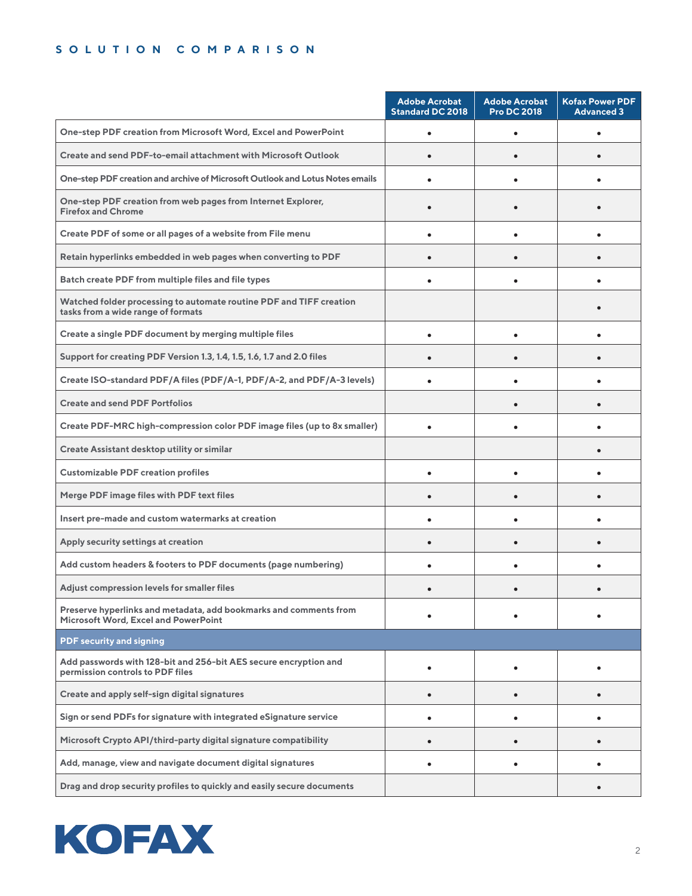## SOLUTION COMPARISON

| | Adobe Acrobat Standard DC 2018 | Adobe Acrobat Pro DC 2018 | Kofax Power PDF Advanced 3 |
|---|---|---|---|
| One-step PDF creation from Microsoft Word, Excel and PowerPoint | • | • | • |
| Create and send PDF-to-email attachment with Microsoft Outlook | • | • | • |
| One-step PDF creation and archive of Microsoft Outlook and Lotus Notes emails | • | • | • |
| One-step PDF creation from web pages from Internet Explorer, Firefox and Chrome | • | • | • |
| Create PDF of some or all pages of a website from File menu | • | • | • |
| Retain hyperlinks embedded in web pages when converting to PDF | • | • | • |
| Batch create PDF from multiple files and file types | • | • | • |
| Watched folder processing to automate routine PDF and TIFF creation tasks from a wide range of formats | | | • |
| Create a single PDF document by merging multiple files | • | • | • |
| Support for creating PDF Version 1.3, 1.4, 1.5, 1.6, 1.7 and 2.0 files | • | • | • |
| Create ISO-standard PDF/A files (PDF/A-1, PDF/A-2, and PDF/A-3 levels) | • | • | • |
| Create and send PDF Portfolios | | • | • |
| Create PDF-MRC high-compression color PDF image files (up to 8x smaller) | • | • | • |
| Create Assistant desktop utility or similar | | | • |
| Customizable PDF creation profiles | • | • | • |
| Merge PDF image files with PDF text files | • | • | • |
| Insert pre-made and custom watermarks at creation | • | • | • |
| Apply security settings at creation | • | • | • |
| Add custom headers & footers to PDF documents (page numbering) | • | • | • |
| Adjust compression levels for smaller files | • | • | • |
| Preserve hyperlinks and metadata, add bookmarks and comments from Microsoft Word, Excel and PowerPoint | • | • | • |
| **PDF security and signing** | | | |
| Add passwords with 128-bit and 256-bit AES secure encryption and permission controls to PDF files | • | • | • |
| Create and apply self-sign digital signatures | • | • | • |
| Sign or send PDFs for signature with integrated eSignature service | • | • | • |
| Microsoft Crypto API/third-party digital signature compatibility | • | • | • |
| Add, manage, view and navigate document digital signatures | • | • | • |
| Drag and drop security profiles to quickly and easily secure documents | | | • |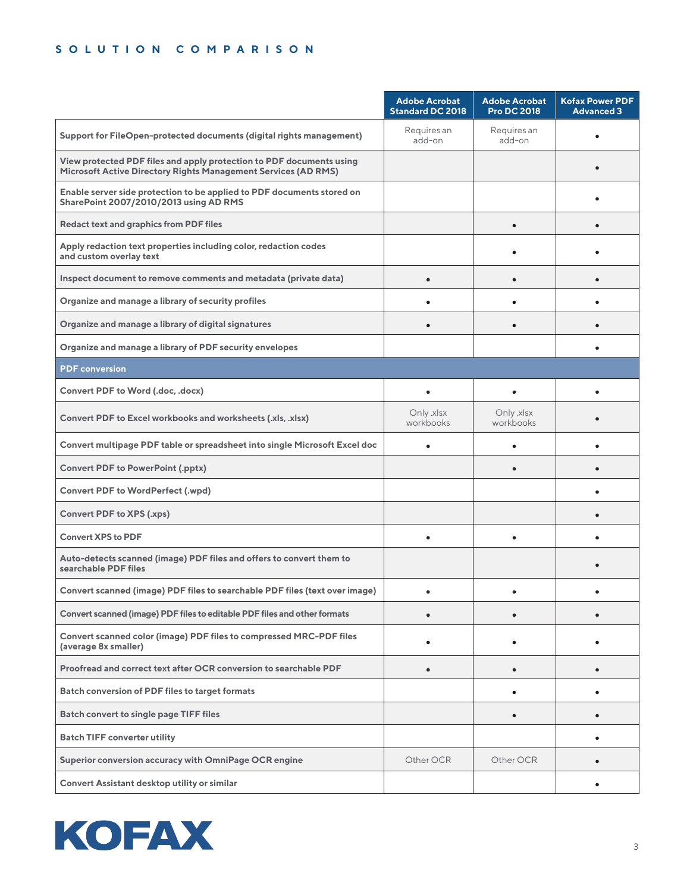## SOLUTION COMPARISON

| | Adobe Acrobat Standard DC 2018 | Adobe Acrobat Pro DC 2018 | Kofax Power PDF Advanced 3 |
|---|---|---|---|
| **Support for FileOpen-protected documents (digital rights management)** | Requires an add-on | Requires an add-on | • |
| **View protected PDF files and apply protection to PDF documents using Microsoft Active Directory Rights Management Services (AD RMS)** | | | • |
| **Enable server side protection to be applied to PDF documents stored on SharePoint 2007/2010/2013 using AD RMS** | | | • |
| **Redact text and graphics from PDF files** | | • | • |
| **Apply redaction text properties including color, redaction codes and custom overlay text** | | • | • |
| **Inspect document to remove comments and metadata (private data)** | • | • | • |
| **Organize and manage a library of security profiles** | • | • | • |
| **Organize and manage a library of digital signatures** | • | • | • |
| **Organize and manage a library of PDF security envelopes** | | | • |
| **PDF conversion** | | | |
| **Convert PDF to Word (.doc, .docx)** | • | • | • |
| **Convert PDF to Excel workbooks and worksheets (.xls, .xlsx)** | Only .xlsx workbooks | Only .xlsx workbooks | • |
| **Convert multipage PDF table or spreadsheet into single Microsoft Excel doc** | • | • | • |
| **Convert PDF to PowerPoint (.pptx)** | | • | • |
| **Convert PDF to WordPerfect (.wpd)** | | | • |
| **Convert PDF to XPS (.xps)** | | | • |
| **Convert XPS to PDF** | • | • | • |
| **Auto-detects scanned (image) PDF files and offers to convert them to searchable PDF files** | | | • |
| **Convert scanned (image) PDF files to searchable PDF files (text over image)** | • | • | • |
| **Convert scanned (image) PDF files to editable PDF files and other formats** | • | • | • |
| **Convert scanned color (image) PDF files to compressed MRC-PDF files (average 8x smaller)** | • | • | • |
| **Proofread and correct text after OCR conversion to searchable PDF** | • | • | • |
| **Batch conversion of PDF files to target formats** | | • | • |
| **Batch convert to single page TIFF files** | | • | • |
| **Batch TIFF converter utility** | | | • |
| **Superior conversion accuracy with OmniPage OCR engine** | Other OCR | Other OCR | • |
| **Convert Assistant desktop utility or similar** | | | • |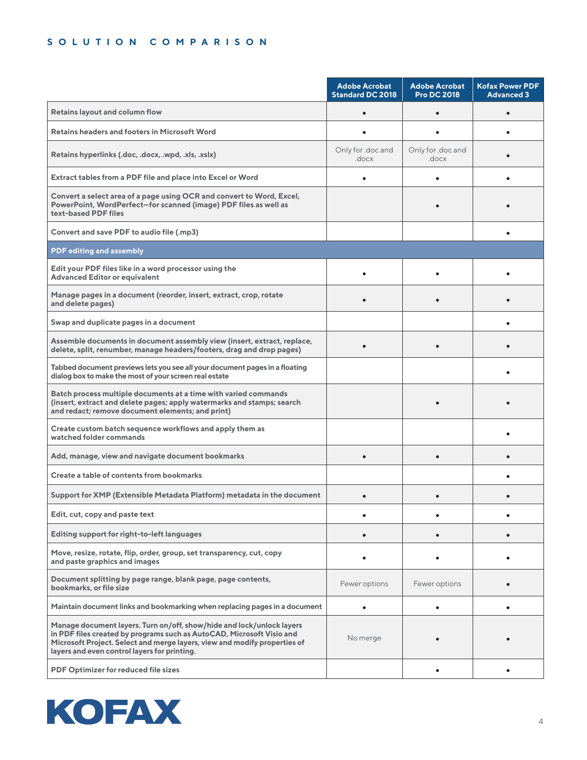## SOLUTION COMPARISON

| | Adobe Acrobat Standard DC 2018 | Adobe Acrobat Pro DC 2018 | Kofax Power PDF Advanced 3 |
|---|---|---|---|
| **Retains layout and column flow** | • | • | • |
| **Retains headers and footers in Microsoft Word** | • | • | • |
| **Retains hyperlinks (.doc, .docx, .wpd, .xls, .xslx)** | Only for .doc and .docx | Only for .doc and .docx | • |
| **Extract tables from a PDF file and place into Excel or Word** | • | • | • |
| **Convert a select area of a page using OCR and convert to Word, Excel, PowerPoint, WordPerfect—for scanned (image) PDF files as well as text-based PDF files** | | • | • |
| **Convert and save PDF to audio file (.mp3)** | | | • |
| **PDF editing and assembly** | | | |
| **Edit your PDF files like in a word processor using the Advanced Editor or equivalent** | • | • | • |
| **Manage pages in a document (reorder, insert, extract, crop, rotate and delete pages)** | • | • | • |
| **Swap and duplicate pages in a document** | | | • |
| **Assemble documents in document assembly view (insert, extract, replace, delete, split, renumber, manage headers/footers, drag and drop pages)** | • | • | • |
| **Tabbed document previews lets you see all your document pages in a floating dialog box to make the most of your screen real estate** | | | • |
| **Batch process multiple documents at a time with varied commands (insert, extract and delete pages; apply watermarks and stamps; search and redact; remove document elements; and print)** | | • | • |
| **Create custom batch sequence workflows and apply them as watched folder commands** | | | • |
| **Add, manage, view and navigate document bookmarks** | • | • | • |
| **Create a table of contents from bookmarks** | | | • |
| **Support for XMP (Extensible Metadata Platform) metadata in the document** | • | • | • |
| **Edit, cut, copy and paste text** | • | • | • |
| **Editing support for right-to-left languages** | • | • | • |
| **Move, resize, rotate, flip, order, group, set transparency, cut, copy and paste graphics and images** | • | • | • |
| **Document splitting by page range, blank page, page contents, bookmarks, or file size** | Fewer options | Fewer options | • |
| **Maintain document links and bookmarking when replacing pages in a document** | • | • | • |
| **Manage document layers. Turn on/off, show/hide and lock/unlock layers in PDF files created by programs such as AutoCAD, Microsoft Visio and Microsoft Project. Select and merge layers, view and modify properties of layers and even control layers for printing.** | No merge | • | • |
| **PDF Optimizer for reduced file sizes** | | • | • |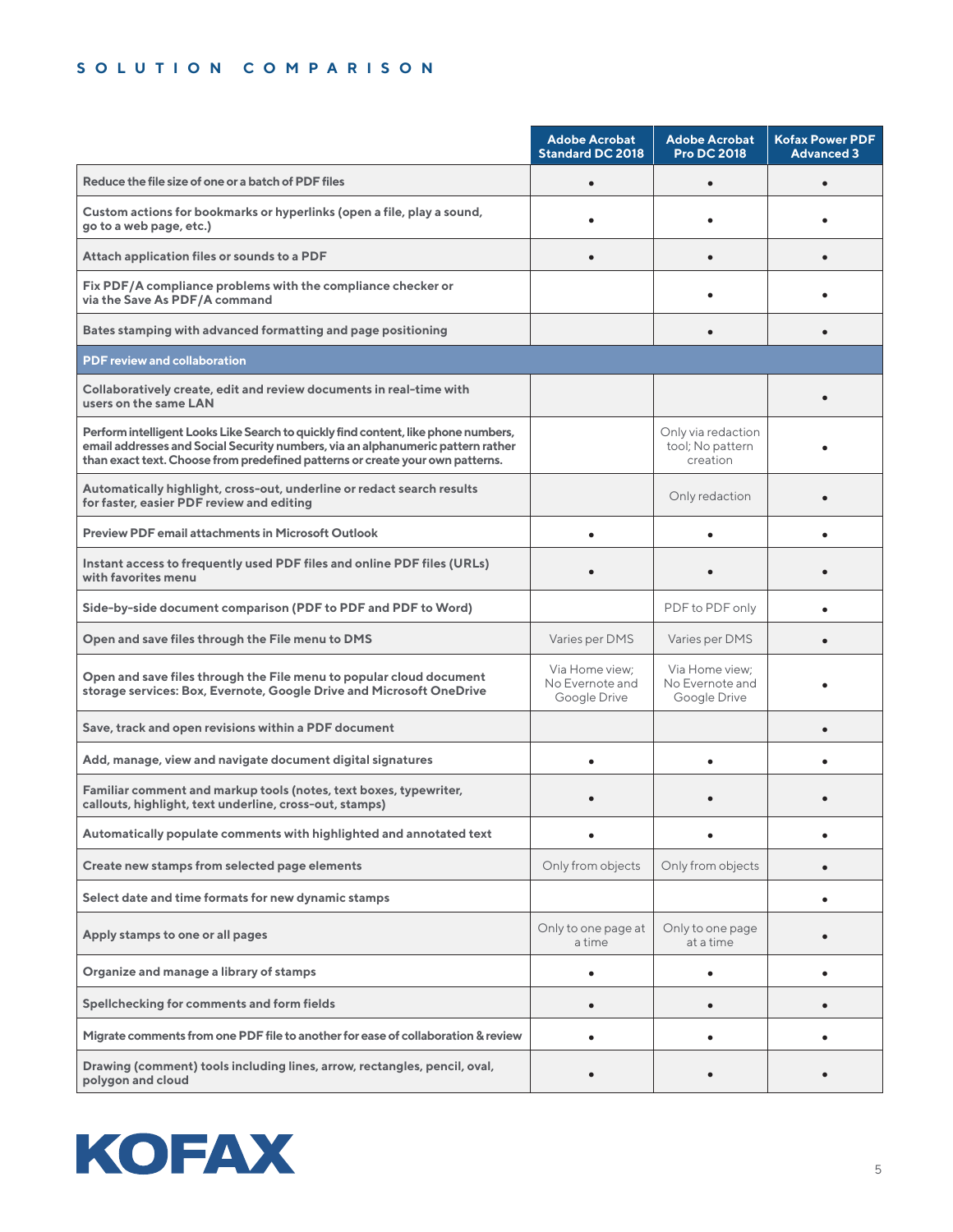## SOLUTION COMPARISON

| | Adobe Acrobat Standard DC 2018 | Adobe Acrobat Pro DC 2018 | Kofax Power PDF Advanced 3 |
|---|---|---|---|
| Reduce the file size of one or a batch of PDF files | • | • | • |
| Custom actions for bookmarks or hyperlinks (open a file, play a sound, go to a web page, etc.) | • | • | • |
| Attach application files or sounds to a PDF | • | • | • |
| Fix PDF/A compliance problems with the compliance checker or via the Save As PDF/A command | | • | • |
| Bates stamping with advanced formatting and page positioning | | • | • |
| **PDF review and collaboration** | | | |
| Collaboratively create, edit and review documents in real-time with users on the same LAN | | | • |
| Perform intelligent Looks Like Search to quickly find content, like phone numbers, email addresses and Social Security numbers, via an alphanumeric pattern rather than exact text. Choose from predefined patterns or create your own patterns. | | Only via redaction tool; No pattern creation | • |
| Automatically highlight, cross-out, underline or redact search results for faster, easier PDF review and editing | | Only redaction | • |
| Preview PDF email attachments in Microsoft Outlook | • | • | • |
| Instant access to frequently used PDF files and online PDF files (URLs) with favorites menu | • | • | • |
| Side-by-side document comparison (PDF to PDF and PDF to Word) | | PDF to PDF only | • |
| Open and save files through the File menu to DMS | Varies per DMS | Varies per DMS | • |
| Open and save files through the File menu to popular cloud document storage services: Box, Evernote, Google Drive and Microsoft OneDrive | Via Home view; No Evernote and Google Drive | Via Home view; No Evernote and Google Drive | • |
| Save, track and open revisions within a PDF document | | | • |
| Add, manage, view and navigate document digital signatures | • | • | • |
| Familiar comment and markup tools (notes, text boxes, typewriter, callouts, highlight, text underline, cross-out, stamps) | • | • | • |
| Automatically populate comments with highlighted and annotated text | • | • | • |
| Create new stamps from selected page elements | Only from objects | Only from objects | • |
| Select date and time formats for new dynamic stamps | | | • |
| Apply stamps to one or all pages | Only to one page at a time | Only to one page at a time | • |
| Organize and manage a library of stamps | • | • | • |
| Spellchecking for comments and form fields | • | • | • |
| Migrate comments from one PDF file to another for ease of collaboration & review | • | • | • |
| Drawing (comment) tools including lines, arrow, rectangles, pencil, oval, polygon and cloud | • | • | • |

KOFAX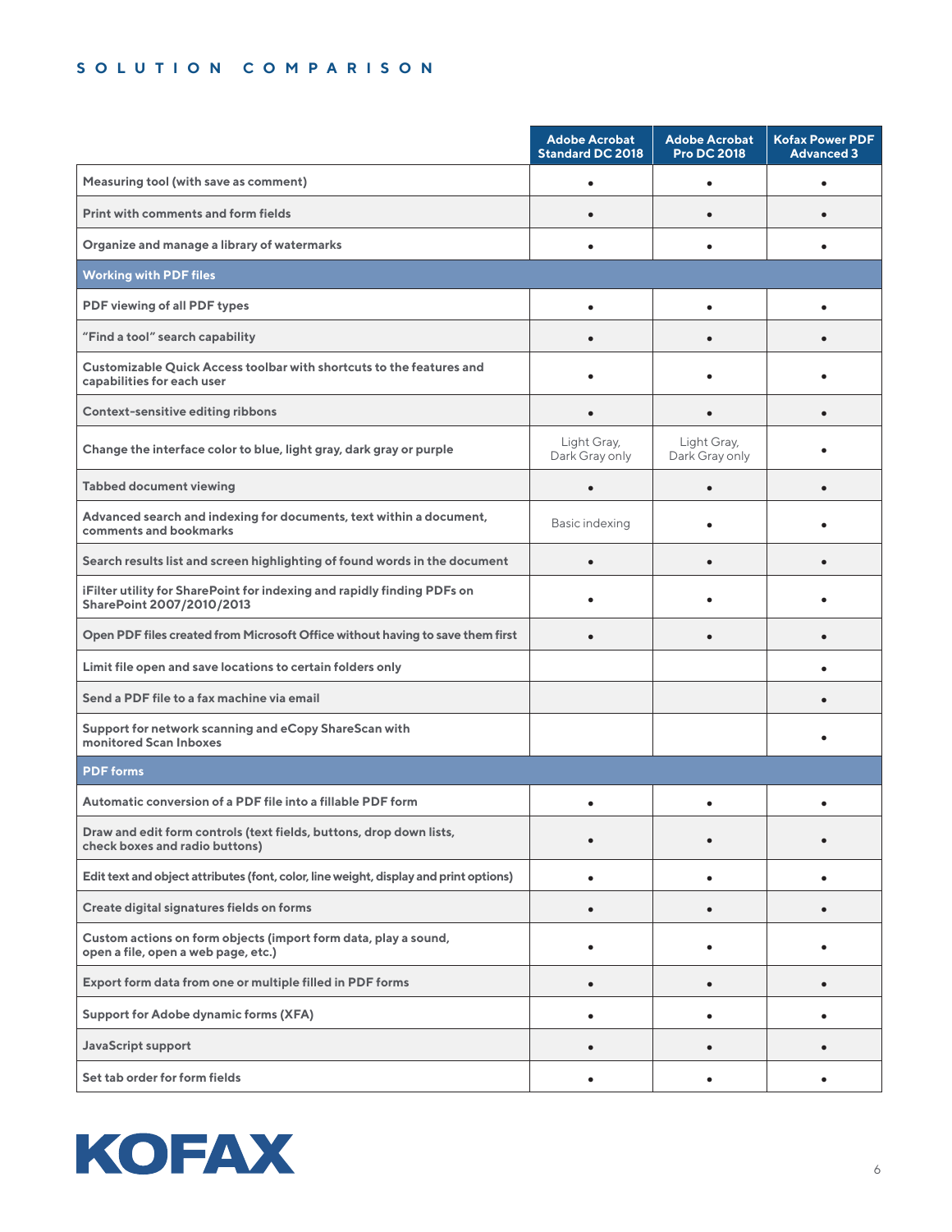## SOLUTION COMPARISON

| | Adobe Acrobat Standard DC 2018 | Adobe Acrobat Pro DC 2018 | Kofax Power PDF Advanced 3 |
|---|---|---|---|
| Measuring tool (with save as comment) | • | • | • |
| Print with comments and form fields | • | • | • |
| Organize and manage a library of watermarks | • | • | • |
| **Working with PDF files** | | | |
| PDF viewing of all PDF types | • | • | • |
| "Find a tool" search capability | • | • | • |
| Customizable Quick Access toolbar with shortcuts to the features and capabilities for each user | • | • | • |
| Context-sensitive editing ribbons | • | • | • |
| Change the interface color to blue, light gray, dark gray or purple | Light Gray, Dark Gray only | Light Gray, Dark Gray only | • |
| Tabbed document viewing | • | • | • |
| Advanced search and indexing for documents, text within a document, comments and bookmarks | Basic indexing | • | • |
| Search results list and screen highlighting of found words in the document | • | • | • |
| iFilter utility for SharePoint for indexing and rapidly finding PDFs on SharePoint 2007/2010/2013 | • | • | • |
| Open PDF files created from Microsoft Office without having to save them first | • | • | • |
| Limit file open and save locations to certain folders only | | | • |
| Send a PDF file to a fax machine via email | | | • |
| Support for network scanning and eCopy ShareScan with monitored Scan Inboxes | | | • |
| **PDF forms** | | | |
| Automatic conversion of a PDF file into a fillable PDF form | • | • | • |
| Draw and edit form controls (text fields, buttons, drop down lists, check boxes and radio buttons) | • | • | • |
| Edit text and object attributes (font, color, line weight, display and print options) | • | • | • |
| Create digital signatures fields on forms | • | • | • |
| Custom actions on form objects (import form data, play a sound, open a file, open a web page, etc.) | • | • | • |
| Export form data from one or multiple filled in PDF forms | • | • | • |
| Support for Adobe dynamic forms (XFA) | • | • | • |
| JavaScript support | • | • | • |
| Set tab order for form fields | • | • | • |

KOFAX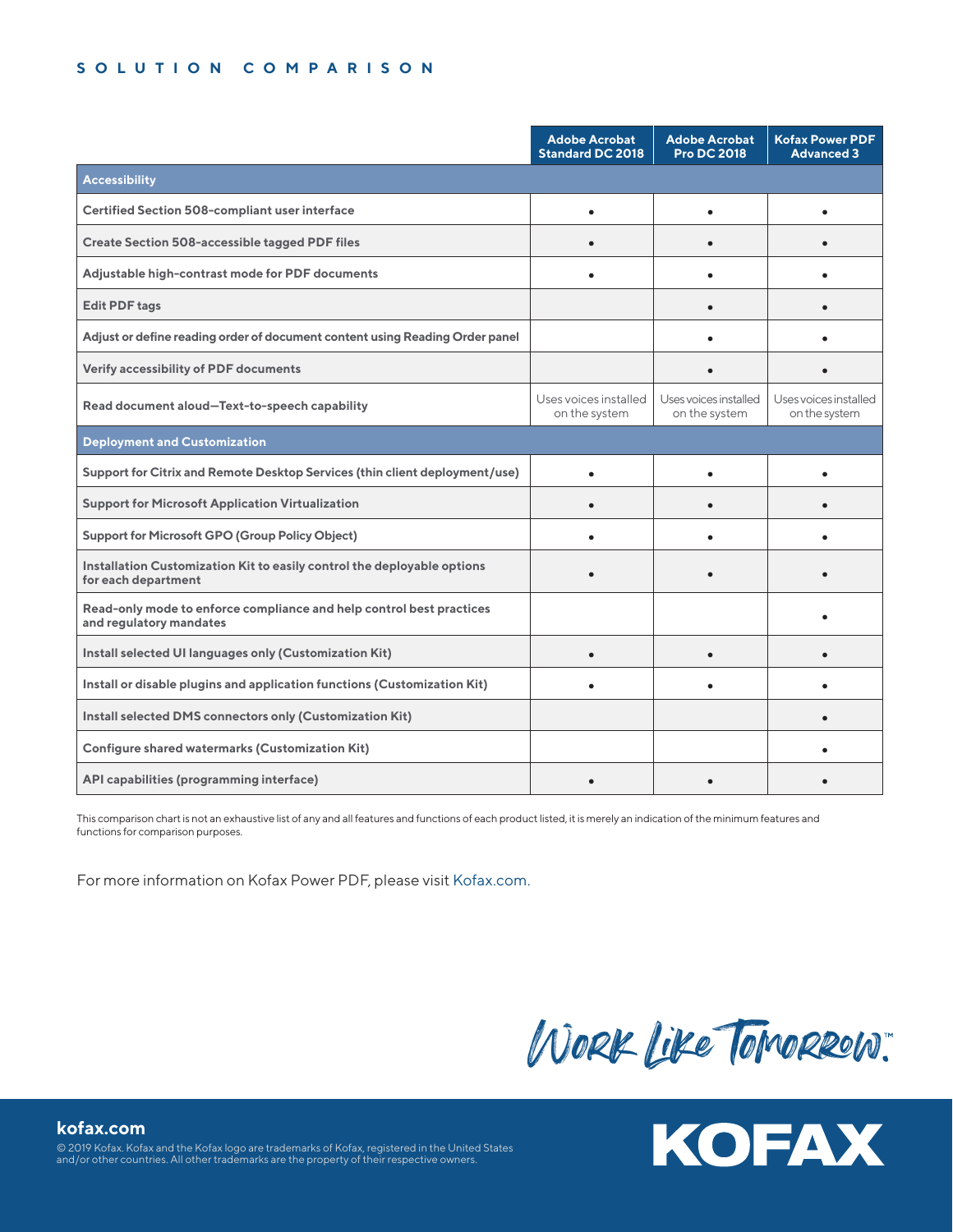## SOLUTION COMPARISON

| | Adobe Acrobat Standard DC 2018 | Adobe Acrobat Pro DC 2018 | Kofax Power PDF Advanced 3 |
|---|---|---|---|
| **Accessibility** | | | |
| Certified Section 508-compliant user interface | • | • | • |
| Create Section 508-accessible tagged PDF files | • | • | • |
| Adjustable high-contrast mode for PDF documents | • | • | • |
| Edit PDF tags | | • | • |
| Adjust or define reading order of document content using Reading Order panel | | • | • |
| Verify accessibility of PDF documents | | • | • |
| Read document aloud—Text-to-speech capability | Uses voices installed on the system | Uses voices installed on the system | Uses voices installed on the system |
| **Deployment and Customization** | | | |
| Support for Citrix and Remote Desktop Services (thin client deployment/use) | • | • | • |
| Support for Microsoft Application Virtualization | • | • | • |
| Support for Microsoft GPO (Group Policy Object) | • | • | • |
| Installation Customization Kit to easily control the deployable options for each department | • | • | • |
| Read-only mode to enforce compliance and help control best practices and regulatory mandates | | | • |
| Install selected UI languages only (Customization Kit) | • | • | • |
| Install or disable plugins and application functions (Customization Kit) | • | • | • |
| Install selected DMS connectors only (Customization Kit) | | | • |
| Configure shared watermarks (Customization Kit) | | | • |
| API capabilities (programming interface) | • | • | • |

This comparison chart is not an exhaustive list of any and all features and functions of each product listed, it is merely an indication of the minimum features and functions for comparison purposes.

For more information on Kofax Power PDF, please visit Kofax.com.

Work Like Tomorrow.™

**kofax.com**

© 2019 Kofax. Kofax and the Kofax logo are trademarks of Kofax, registered in the United States and/or other countries. All other trademarks are the property of their respective owners.

KOFAX